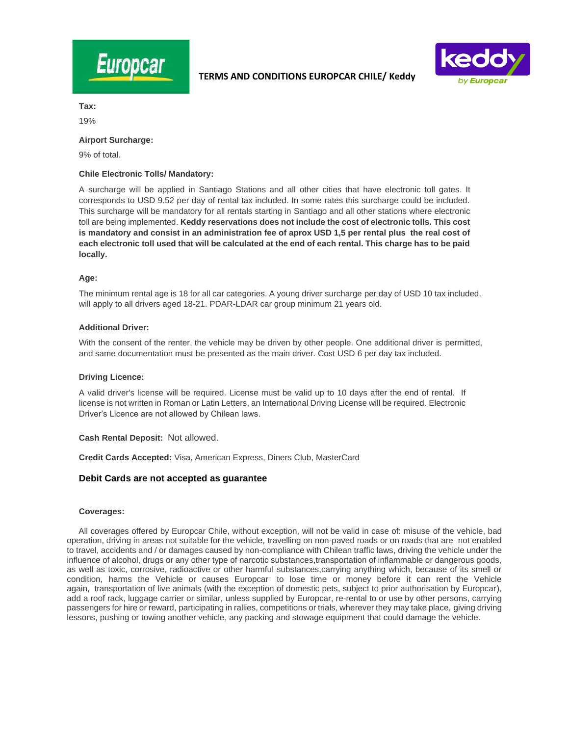# TERMS AND CONDITIONS EUROPCAR CHILE/ Keddy

**Tax:**

19%

**Airport Surcharge:**

9% of total.

**Chile Electronic Tolls/ Mandatory:**

A surcharge will be applied in Santiago Stations and all other cities that have electronic toll gates. It corresponds to USD 9.52 per day of rental tax included. In some rates this surcharge could be included. This surcharge will be mandatory for all rentals starting in Santiago and all other stations where electronic toll are being implemented. **Keddy reservations does not include the cost of electronic tolls. This cost is mandatory and consist in an administration fee of aprox USD 1,5 per rental plus the real cost of each electronic toll used that will be calculated at the end of each rental. This charge has to be paid locally.**

**Age:**

The minimum rental age is 18 for all car categories. A young driver surcharge per day of USD 10 tax included, will apply to all drivers aged 18-21. PDAR-LDAR car group minimum 21 years old.

**Additional Driver:**

With the consent of the renter, the vehicle may be driven by other people. One additional driver is permitted, and same documentation must be presented as the main driver. Cost USD 6 per day tax included.

**Driving Licence:**

A valid driver's license will be required. License must be valid up to 10 days after the end of rental. If license is not written in Roman or Latin Letters, an International Driving License will be required. Electronic Driver's Licence are not allowed by Chilean laws.

**Cash Rental Deposit:** Not allowed.

**Credit Cards Accepted:** Visa, American Express, Diners Club, MasterCard

**Debit Cards are not accepted as guarantee**

**Coverages:**

All coverages offered by Europcar Chile, without exception, will not be valid in case of: misuse of the vehicle, bad operation, driving in areas not suitable for the vehicle, travelling on non-paved roads or on roads that are not enabled to travel, accidents and / or damages caused by non-compliance with Chilean traffic laws, driving the vehicle under the influence of alcohol, drugs or any other type of narcotic substances,transportation of inflammable or dangerous goods, as well as toxic, corrosive, radioactive or other harmful substances,carrying anything which, because of its smell or condition, harms the Vehicle or causes Europcar to lose time or money before it can rent the Vehicle again, transportation of live animals (with the exception of domestic pets, subject to prior authorisation by Europcar), add a roof rack, luggage carrier or similar, unless supplied by Europcar, re-rental to or use by other persons, carrying passengers for hire or reward, participating in rallies, competitions or trials, wherever they may take place, giving driving lessons, pushing or towing another vehicle, any packing and stowage equipment that could damage the vehicle.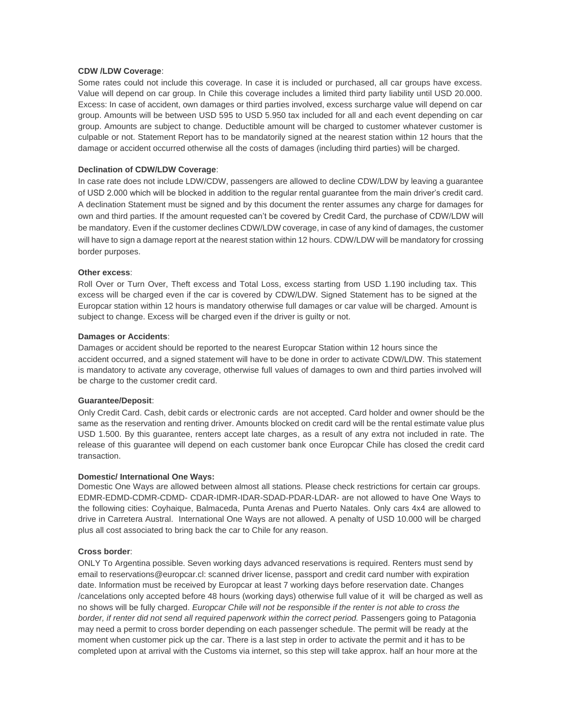**CDW /LDW Coverage**:

Some rates could not include this coverage. In case it is included or purchased, all car groups have excess. Value will depend on car group. In Chile this coverage includes a limited third party liability until USD 20.000. Excess: In case of accident, own damages or third parties involved, excess surcharge value will depend on car group. Amounts will be between USD 595 to USD 5.950 tax included for all and each event depending on car group. Amounts are subject to change. Deductible amount will be charged to customer whatever customer is culpable or not. Statement Report has to be mandatorily signed at the nearest station within 12 hours that the damage or accident occurred otherwise all the costs of damages (including third parties) will be charged.

**Declination of CDW/LDW Coverage**:

In case rate does not include LDW/CDW, passengers are allowed to decline CDW/LDW by leaving a guarantee of USD 2.000 which will be blocked in addition to the regular rental guarantee from the main driver's credit card. A declination Statement must be signed and by this document the renter assumes any charge for damages for own and third parties. If the amount requested can't be covered by Credit Card, the purchase of CDW/LDW will be mandatory. Even if the customer declines CDW/LDW coverage, in case of any kind of damages, the customer will have to sign a damage report at the nearest station within 12 hours. CDW/LDW will be mandatory for crossing border purposes.

**Other excess**:

Roll Over or Turn Over, Theft excess and Total Loss, excess starting from USD 1.190 including tax. This excess will be charged even if the car is covered by CDW/LDW. Signed Statement has to be signed at the Europcar station within 12 hours is mandatory otherwise full damages or car value will be charged. Amount is subject to change. Excess will be charged even if the driver is guilty or not.

**Damages or Accidents**:

Damages or accident should be reported to the nearest Europcar Station within 12 hours since the accident occurred, and a signed statement will have to be done in order to activate CDW/LDW. This statement is mandatory to activate any coverage, otherwise full values of damages to own and third parties involved will be charge to the customer credit card.

**Guarantee/Deposit**:

Only Credit Card. Cash, debit cards or electronic cards are not accepted. Card holder and owner should be the same as the reservation and renting driver. Amounts blocked on credit card will be the rental estimate value plus USD 1.500. By this guarantee, renters accept late charges, as a result of any extra not included in rate. The release of this guarantee will depend on each customer bank once Europcar Chile has closed the credit card transaction.

**Domestic/ International One Ways:**

Domestic One Ways are allowed between almost all stations. Please check restrictions for certain car groups. EDMR-EDMD-CDMR-CDMD- CDAR-IDMR-IDAR-SDAD-PDAR-LDAR- are not allowed to have One Ways to the following cities: Coyhaique, Balmaceda, Punta Arenas and Puerto Natales. Only cars 4x4 are allowed to drive in Carretera Austral. International One Ways are not allowed. A penalty of USD 10.000 will be charged plus all cost associated to bring back the car to Chile for any reason.

**Cross border**:

ONLY To Argentina possible. Seven working days advanced reservations is required. Renters must send by email to reservations@europcar.cl: scanned driver license, passport and credit card number with expiration date. Information must be received by Europcar at least 7 working days before reservation date. Changes /cancelations only accepted before 48 hours (working days) otherwise full value of it will be charged as well as no shows will be fully charged. *Europcar Chile will not be responsible if the renter is not able to cross the border, if renter did not send all required paperwork within the correct period.* Passengers going to Patagonia may need a permit to cross border depending on each passenger schedule. The permit will be ready at the moment when customer pick up the car. There is a last step in order to activate the permit and it has to be completed upon at arrival with the Customs via internet, so this step will take approx. half an hour more at the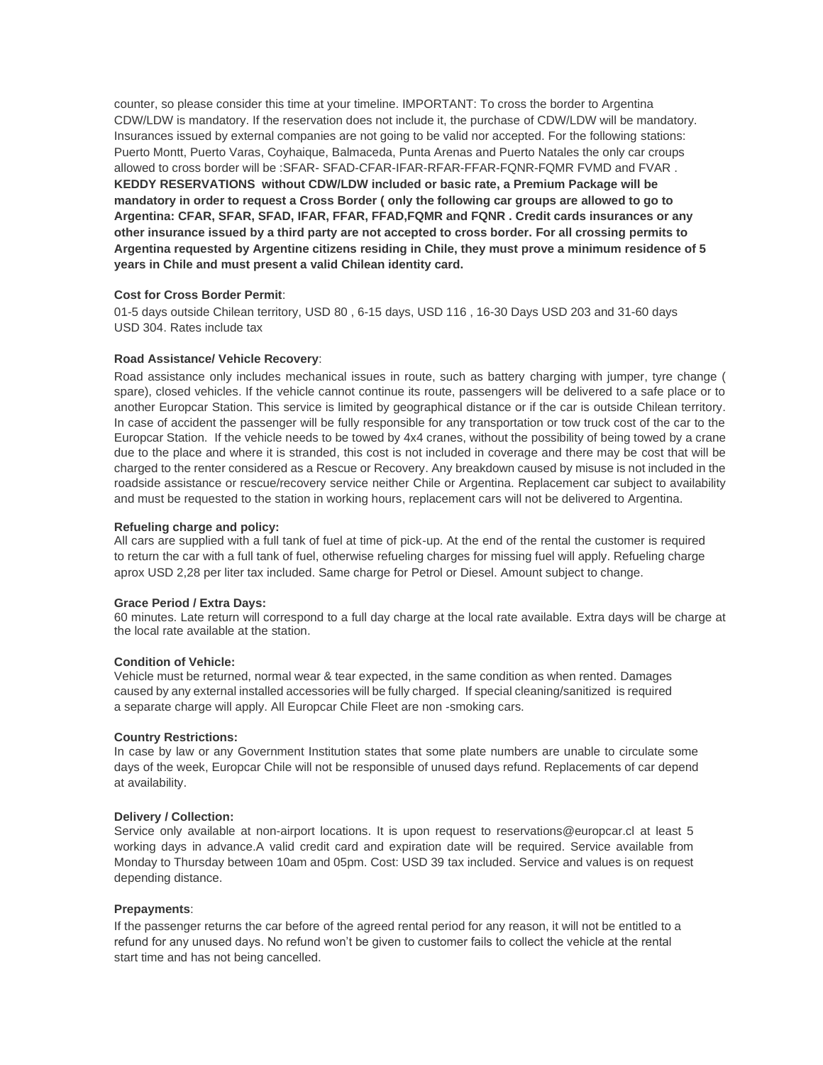counter, so please consider this time at your timeline. IMPORTANT: To cross the border to Argentina CDW/LDW is mandatory. If the reservation does not include it, the purchase of CDW/LDW will be mandatory. Insurances issued by external companies are not going to be valid nor accepted. For the following stations: Puerto Montt, Puerto Varas, Coyhaique, Balmaceda, Punta Arenas and Puerto Natales the only car croups allowed to cross border will be :SFAR- SFAD-CFAR-IFAR-RFAR-FFAR-FQNR-FQMR FVMD and FVAR . **KEDDY RESERVATIONS without CDW/LDW included or basic rate, a Premium Package will be mandatory in order to request a Cross Border ( only the following car groups are allowed to go to Argentina: CFAR, SFAR, SFAD, IFAR, FFAR, FFAD,FQMR and FQNR . Credit cards insurances or any other insurance issued by a third party are not accepted to cross border. For all crossing permits to Argentina requested by Argentine citizens residing in Chile, they must prove a minimum residence of 5 years in Chile and must present a valid Chilean identity card.**

**Cost for Cross Border Permit**:

01-5 days outside Chilean territory, USD 80 , 6-15 days, USD 116 , 16-30 Days USD 203 and 31-60 days USD 304. Rates include tax

**Road Assistance/ Vehicle Recovery**:

Road assistance only includes mechanical issues in route, such as battery charging with jumper, tyre change ( spare), closed vehicles. If the vehicle cannot continue its route, passengers will be delivered to a safe place or to another Europcar Station. This service is limited by geographical distance or if the car is outside Chilean territory. In case of accident the passenger will be fully responsible for any transportation or tow truck cost of the car to the Europcar Station. If the vehicle needs to be towed by 4x4 cranes, without the possibility of being towed by a crane due to the place and where it is stranded, this cost is not included in coverage and there may be cost that will be charged to the renter considered as a Rescue or Recovery. Any breakdown caused by misuse is not included in the roadside assistance or rescue/recovery service neither Chile or Argentina. Replacement car subject to availability and must be requested to the station in working hours, replacement cars will not be delivered to Argentina.

**Refueling charge and policy:**

All cars are supplied with a full tank of fuel at time of pick-up. At the end of the rental the customer is required to return the car with a full tank of fuel, otherwise refueling charges for missing fuel will apply. Refueling charge aprox USD 2,28 per liter tax included. Same charge for Petrol or Diesel. Amount subject to change.

**Grace Period / Extra Days:**

60 minutes. Late return will correspond to a full day charge at the local rate available. Extra days will be charge at the local rate available at the station.

**Condition of Vehicle:**

Vehicle must be returned, normal wear & tear expected, in the same condition as when rented. Damages caused by any external installed accessories will be fully charged. If special cleaning/sanitized is required a separate charge will apply. All Europcar Chile Fleet are non -smoking cars.

**Country Restrictions:**

In case by law or any Government Institution states that some plate numbers are unable to circulate some days of the week, Europcar Chile will not be responsible of unused days refund. Replacements of car depend at availability.

**Delivery / Collection:**

Service only available at non-airport locations. It is upon request to reservations@europcar.cl at least 5 working days in advance.A valid credit card and expiration date will be required. Service available from Monday to Thursday between 10am and 05pm. Cost: USD 39 tax included. Service and values is on request depending distance.

**Prepayments**:

If the passenger returns the car before of the agreed rental period for any reason, it will not be entitled to a refund for any unused days. No refund won't be given to customer fails to collect the vehicle at the rental start time and has not being cancelled.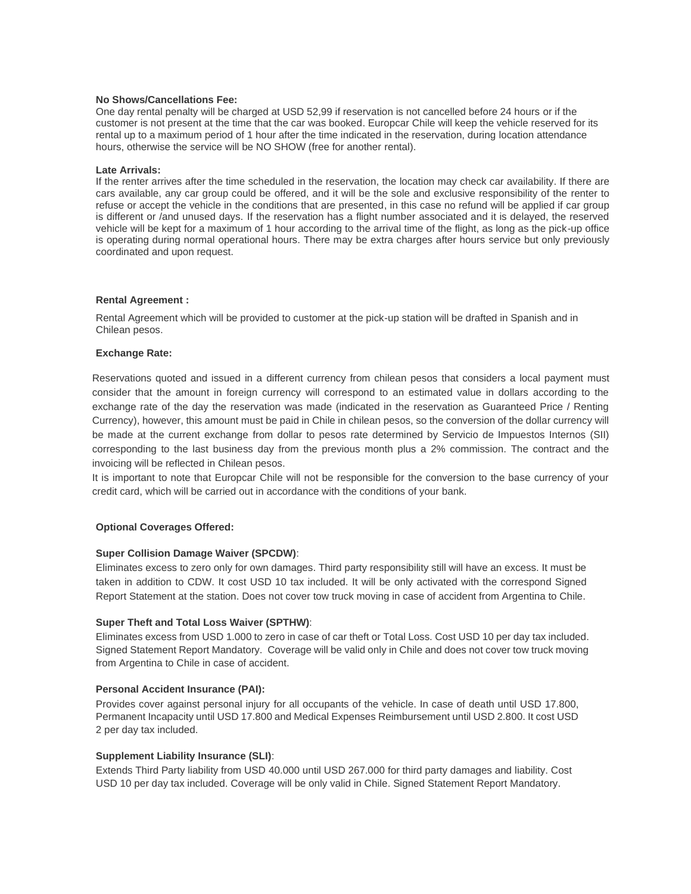**No Shows/Cancellations Fee:**

One day rental penalty will be charged at USD 52,99 if reservation is not cancelled before 24 hours or if the customer is not present at the time that the car was booked. Europcar Chile will keep the vehicle reserved for its rental up to a maximum period of 1 hour after the time indicated in the reservation, during location attendance hours, otherwise the service will be NO SHOW (free for another rental).

**Late Arrivals:**

If the renter arrives after the time scheduled in the reservation, the location may check car availability. If there are cars available, any car group could be offered, and it will be the sole and exclusive responsibility of the renter to refuse or accept the vehicle in the conditions that are presented, in this case no refund will be applied if car group is different or /and unused days. If the reservation has a flight number associated and it is delayed, the reserved vehicle will be kept for a maximum of 1 hour according to the arrival time of the flight, as long as the pick-up office is operating during normal operational hours. There may be extra charges after hours service but only previously coordinated and upon request.

**Rental Agreement :**

Rental Agreement which will be provided to customer at the pick-up station will be drafted in Spanish and in Chilean pesos.

**Exchange Rate:**

Reservations quoted and issued in a different currency from chilean pesos that considers a local payment must consider that the amount in foreign currency will correspond to an estimated value in dollars according to the exchange rate of the day the reservation was made (indicated in the reservation as Guaranteed Price / Renting Currency), however, this amount must be paid in Chile in chilean pesos, so the conversion of the dollar currency will be made at the current exchange from dollar to pesos rate determined by Servicio de Impuestos Internos (SII) corresponding to the last business day from the previous month plus a 2% commission. The contract and the invoicing will be reflected in Chilean pesos.

It is important to note that Europcar Chile will not be responsible for the conversion to the base currency of your credit card, which will be carried out in accordance with the conditions of your bank.

**Optional Coverages Offered:**

**Super Collision Damage Waiver (SPCDW)**:

Eliminates excess to zero only for own damages. Third party responsibility still will have an excess. It must be taken in addition to CDW. It cost USD 10 tax included. It will be only activated with the correspond Signed Report Statement at the station. Does not cover tow truck moving in case of accident from Argentina to Chile.

**Super Theft and Total Loss Waiver (SPTHW)**:

Eliminates excess from USD 1.000 to zero in case of car theft or Total Loss. Cost USD 10 per day tax included. Signed Statement Report Mandatory. Coverage will be valid only in Chile and does not cover tow truck moving from Argentina to Chile in case of accident.

**Personal Accident Insurance (PAI):**

Provides cover against personal injury for all occupants of the vehicle. In case of death until USD 17.800, Permanent Incapacity until USD 17.800 and Medical Expenses Reimbursement until USD 2.800. It cost USD 2 per day tax included.

**Supplement Liability Insurance (SLI)**:

Extends Third Party liability from USD 40.000 until USD 267.000 for third party damages and liability. Cost USD 10 per day tax included. Coverage will be only valid in Chile. Signed Statement Report Mandatory.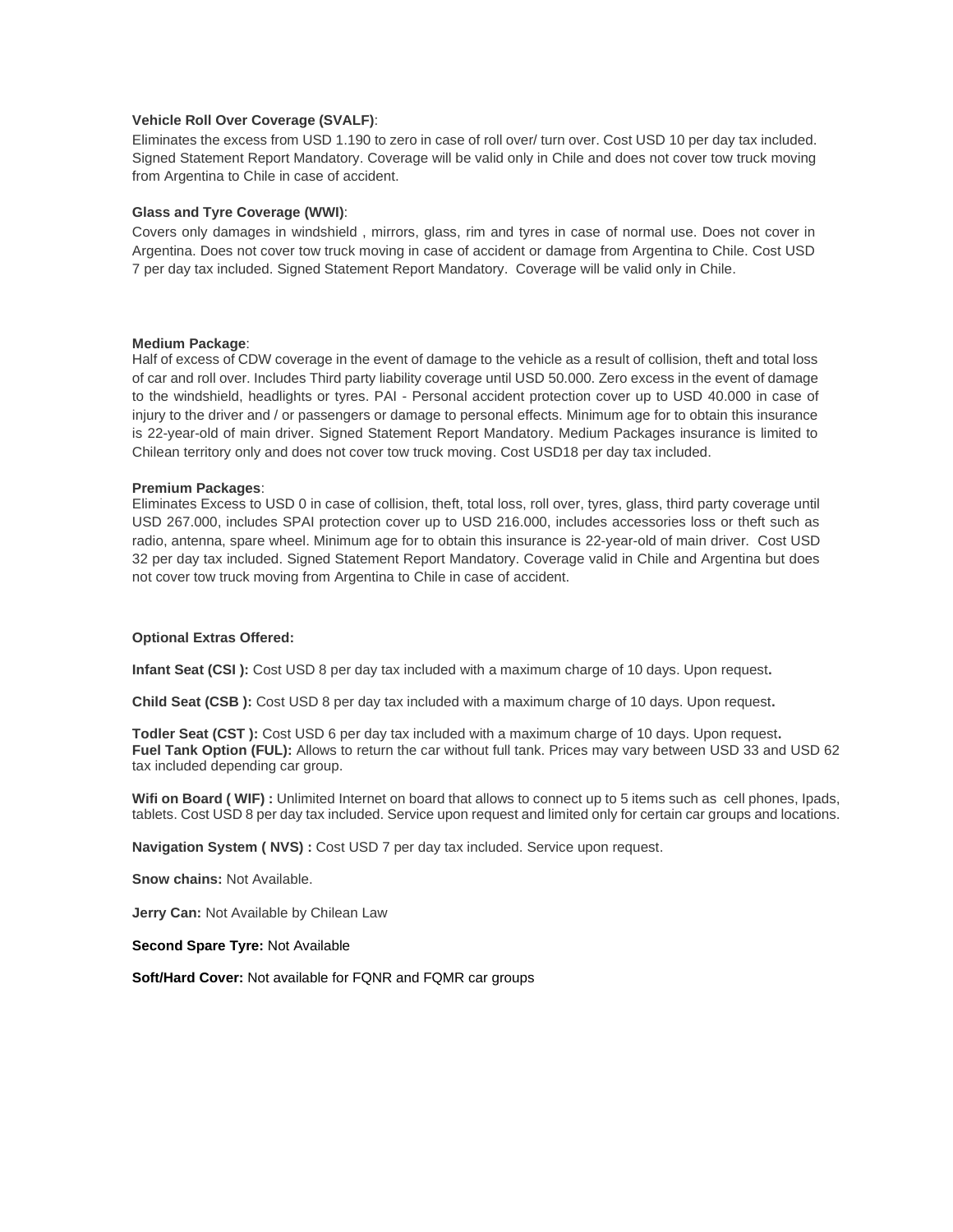**Vehicle Roll Over Coverage (SVALF)**:

Eliminates the excess from USD 1.190 to zero in case of roll over/ turn over. Cost USD 10 per day tax included. Signed Statement Report Mandatory. Coverage will be valid only in Chile and does not cover tow truck moving from Argentina to Chile in case of accident.

**Glass and Tyre Coverage (WWI)**:

Covers only damages in windshield , mirrors, glass, rim and tyres in case of normal use. Does not cover in Argentina. Does not cover tow truck moving in case of accident or damage from Argentina to Chile. Cost USD 7 per day tax included. Signed Statement Report Mandatory. Coverage will be valid only in Chile.

**Medium Package**:

Half of excess of CDW coverage in the event of damage to the vehicle as a result of collision, theft and total loss of car and roll over. Includes Third party liability coverage until USD 50.000. Zero excess in the event of damage to the windshield, headlights or tyres. PAI - Personal accident protection cover up to USD 40.000 in case of injury to the driver and / or passengers or damage to personal effects. Minimum age for to obtain this insurance is 22-year-old of main driver. Signed Statement Report Mandatory. Medium Packages insurance is limited to Chilean territory only and does not cover tow truck moving. Cost USD18 per day tax included.

**Premium Packages**:

Eliminates Excess to USD 0 in case of collision, theft, total loss, roll over, tyres, glass, third party coverage until USD 267.000, includes SPAI protection cover up to USD 216.000, includes accessories loss or theft such as radio, antenna, spare wheel. Minimum age for to obtain this insurance is 22-year-old of main driver. Cost USD 32 per day tax included. Signed Statement Report Mandatory. Coverage valid in Chile and Argentina but does not cover tow truck moving from Argentina to Chile in case of accident.

**Optional Extras Offered:**

**Infant Seat (CSI ):** Cost USD 8 per day tax included with a maximum charge of 10 days. Upon request**.**

**Child Seat (CSB ):** Cost USD 8 per day tax included with a maximum charge of 10 days. Upon request**.**

**Todler Seat (CST ):** Cost USD 6 per day tax included with a maximum charge of 10 days. Upon request**.**
**Fuel Tank Option (FUL):** Allows to return the car without full tank. Prices may vary between USD 33 and USD 62 tax included depending car group.

**Wifi on Board ( WIF) :** Unlimited Internet on board that allows to connect up to 5 items such as cell phones, Ipads, tablets. Cost USD 8 per day tax included. Service upon request and limited only for certain car groups and locations.

**Navigation System ( NVS) :** Cost USD 7 per day tax included. Service upon request.

**Snow chains:** Not Available.

**Jerry Can:** Not Available by Chilean Law

**Second Spare Tyre:** Not Available

**Soft/Hard Cover:** Not available for FQNR and FQMR car groups